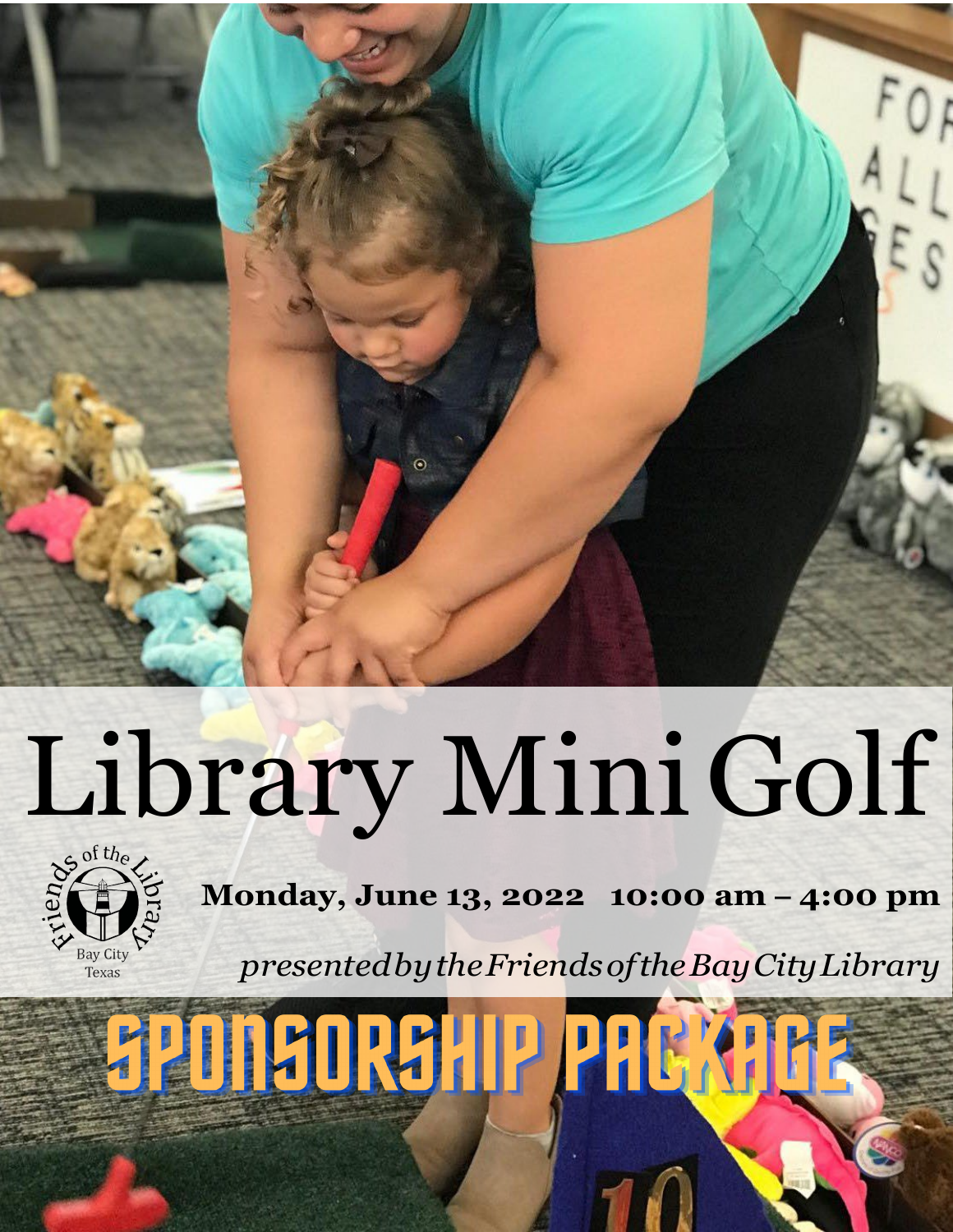# Library Mini Golf

Friends of the Library
Bay City
Texas

**Monday, June 13, 2022 10:00 am – 4:00 pm**

*presented by the Friends of the Bay City Library*

## SPONSORSHIP PACKAGE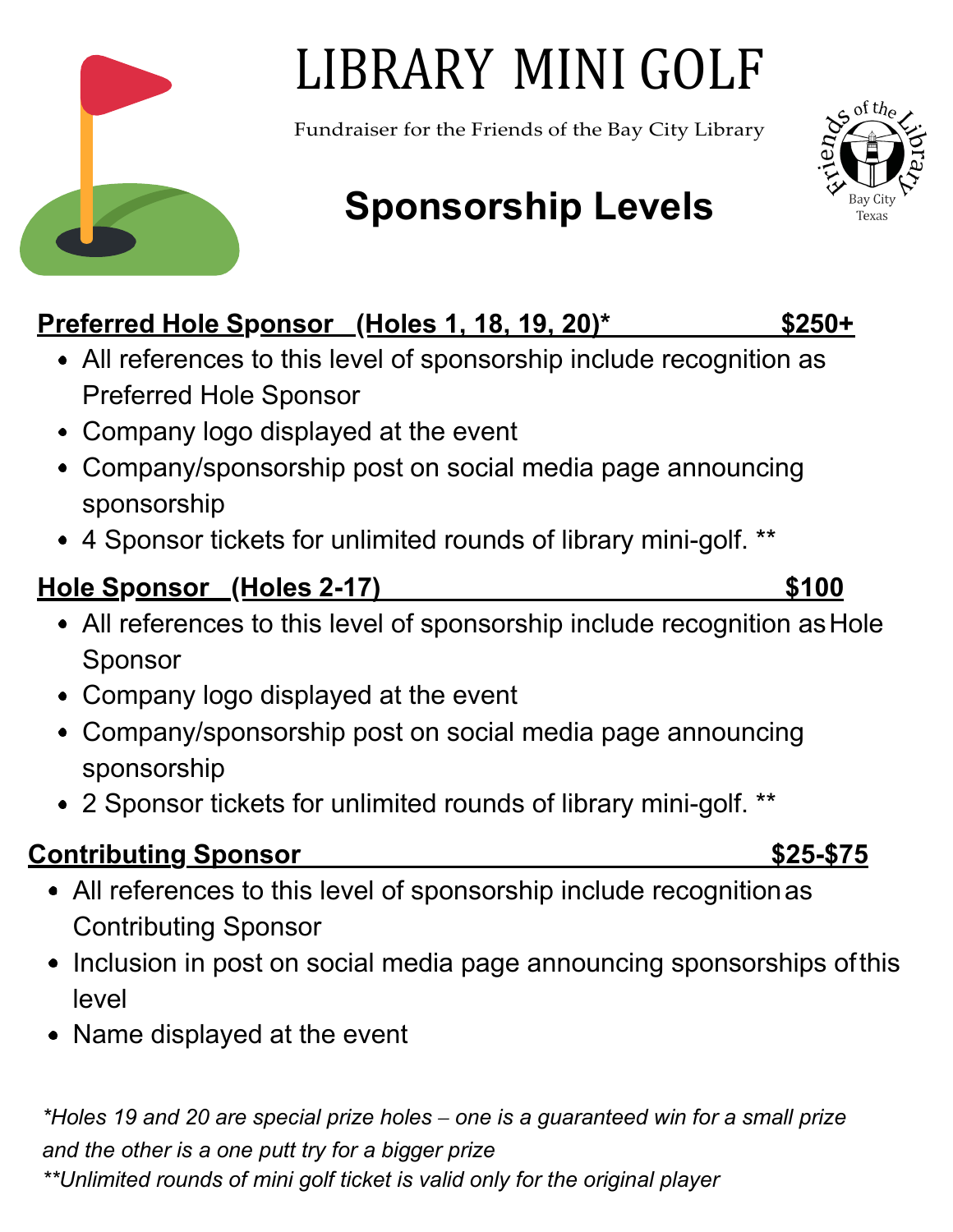# LIBRARY MINI GOLF

Fundraiser for the Friends of the Bay City Library

## Sponsorship Levels

**Preferred Hole Sponsor (Holes 1, 18, 19, 20)* $250+**

- All references to this level of sponsorship include recognition as Preferred Hole Sponsor
- Company logo displayed at the event
- Company/sponsorship post on social media page announcing sponsorship
- 4 Sponsor tickets for unlimited rounds of library mini-golf. **

**Hole Sponsor (Holes 2-17) $100**

- All references to this level of sponsorship include recognition as Hole Sponsor
- Company logo displayed at the event
- Company/sponsorship post on social media page announcing sponsorship
- 2 Sponsor tickets for unlimited rounds of library mini-golf. **

**Contributing Sponsor $25-$75**

- All references to this level of sponsorship include recognition as Contributing Sponsor
- Inclusion in post on social media page announcing sponsorships of this level
- Name displayed at the event

*\*Holes 19 and 20 are special prize holes – one is a guaranteed win for a small prize and the other is a one putt try for a bigger prize*

*\*\*Unlimited rounds of mini golf ticket is valid only for the original player*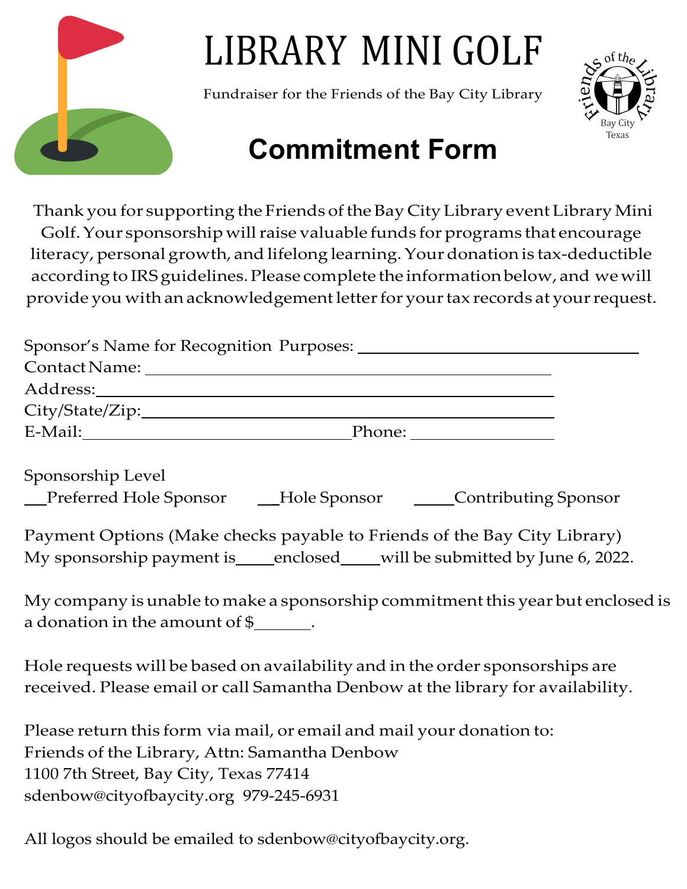# LIBRARY MINI GOLF

Fundraiser for the Friends of the Bay City Library

Friends of the Library
Bay City
Texas

## Commitment Form

Thank you for supporting the Friends of the Bay City Library event Library Mini Golf. Your sponsorship will raise valuable funds for programs that encourage literacy, personal growth, and lifelong learning. Your donation is tax-deductible according to IRS guidelines. Please complete the information below, and we will provide you with an acknowledgement letter for your tax records at your request.

Sponsor's Name for Recognition Purposes: ______________________________
Contact Name: ______________________________
Address: ______________________________
City/State/Zip: ______________________________
E-Mail: ______________________ Phone: ______________

Sponsorship Level
__Preferred Hole Sponsor __Hole Sponsor ____Contributing Sponsor

Payment Options (Make checks payable to Friends of the Bay City Library)
My sponsorship payment is____enclosed____will be submitted by June 6, 2022.

My company is unable to make a sponsorship commitment this year but enclosed is a donation in the amount of $______.

Hole requests will be based on availability and in the order sponsorships are received. Please email or call Samantha Denbow at the library for availability.

Please return this form via mail, or email and mail your donation to:
Friends of the Library, Attn: Samantha Denbow
1100 7th Street, Bay City, Texas 77414
sdenbow@cityofbaycity.org 979-245-6931

All logos should be emailed to sdenbow@cityofbaycity.org.